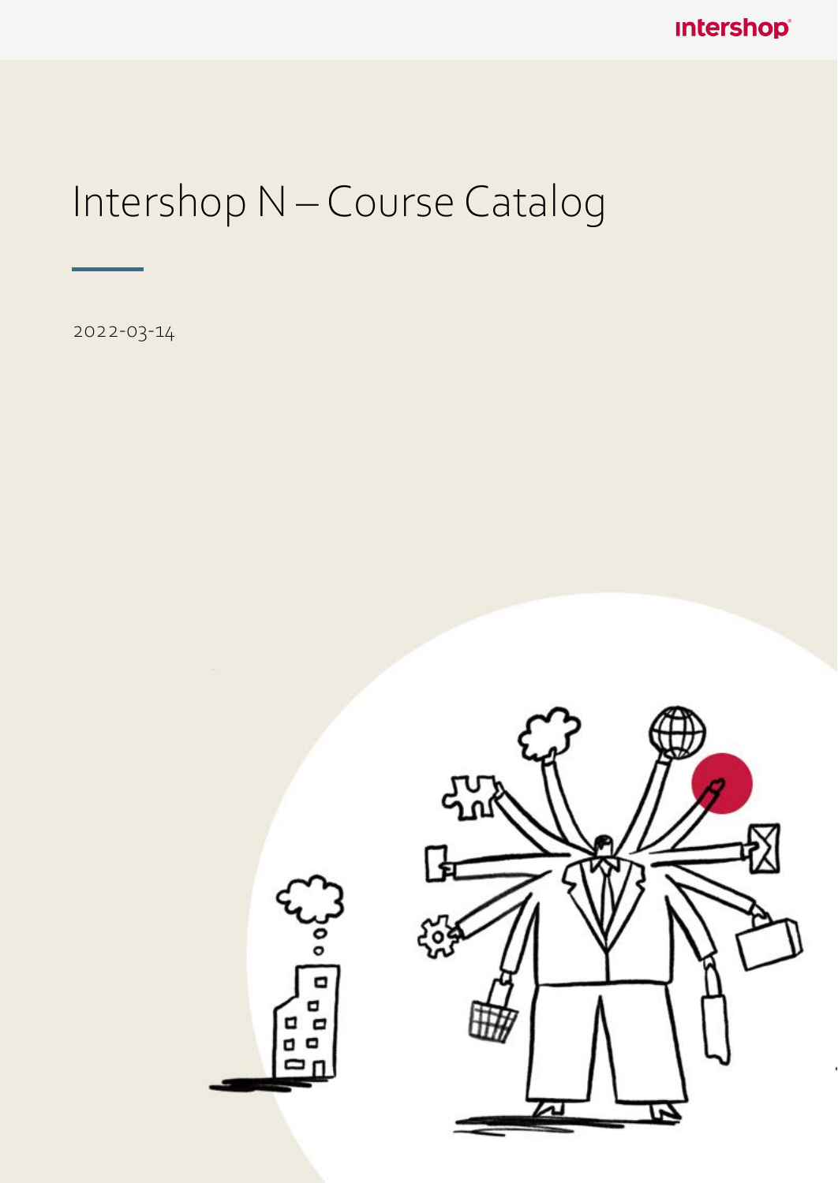# Intershop N – Course Catalog

2022-03-14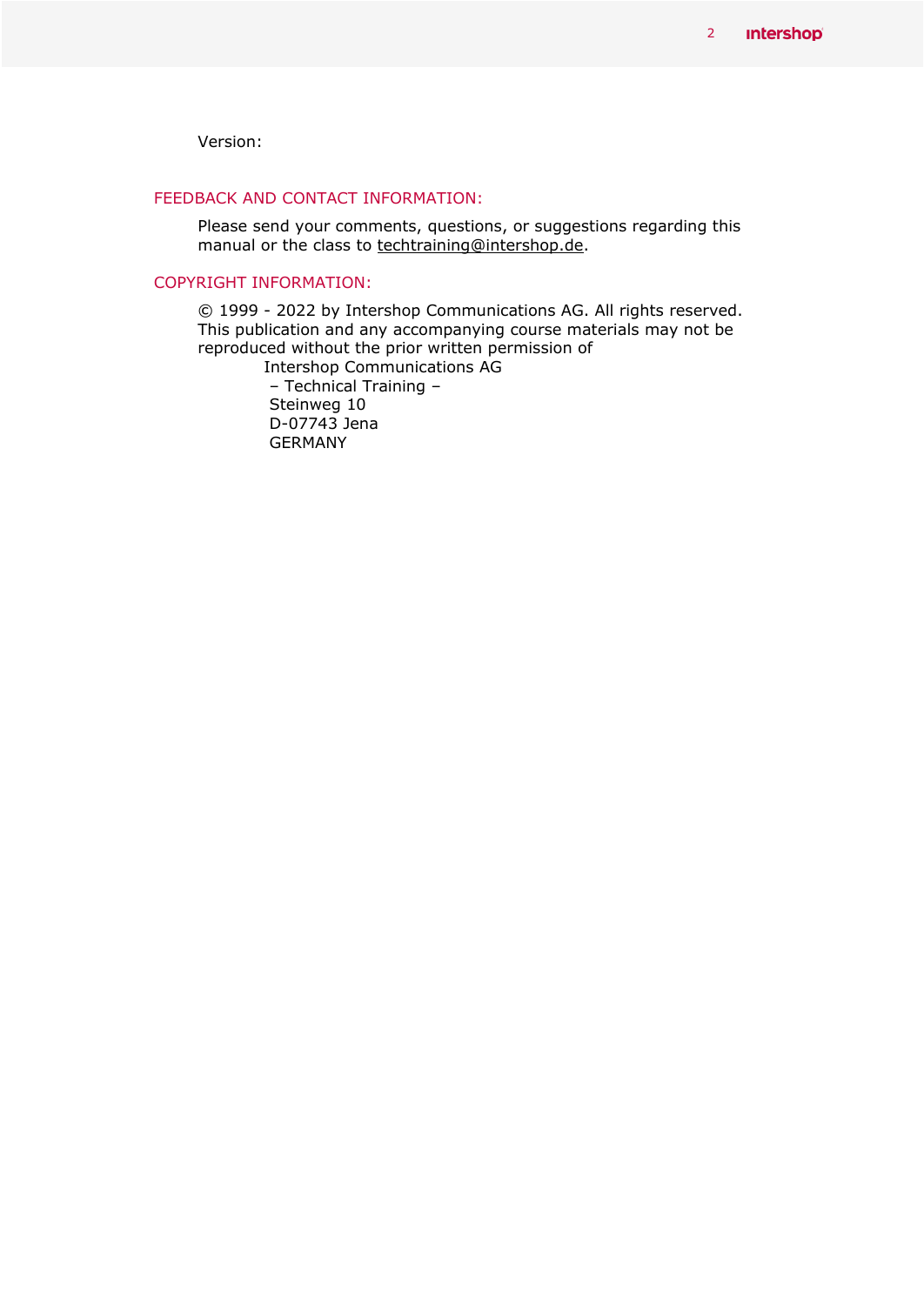Version:

## FEEDBACK AND CONTACT INFORMATION:

Please send your comments, questions, or suggestions regarding this manual or the class to techtraining@intershop.de.

## COPYRIGHT INFORMATION:

© 1999 - 2022 by Intershop Communications AG. All rights reserved. This publication and any accompanying course materials may not be reproduced without the prior written permission of

Intershop Communications AG  
– Technical Training –  
Steinweg 10  
D-07743 Jena  
GERMANY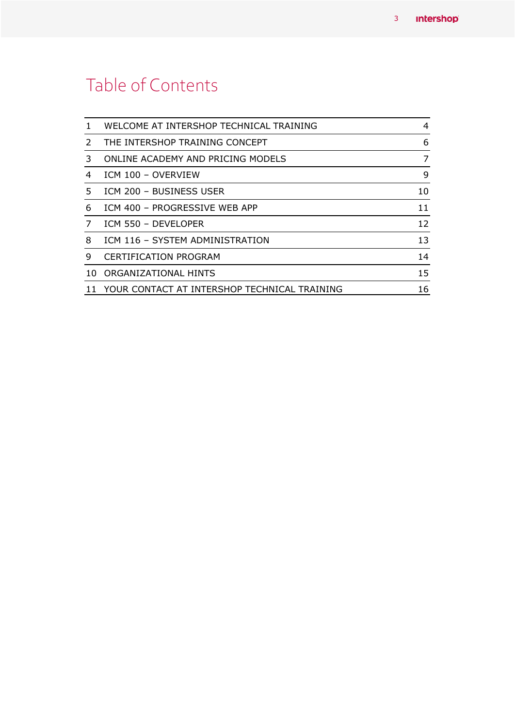# Table of Contents

| | | |
|---|---|---|
| 1 | WELCOME AT INTERSHOP TECHNICAL TRAINING | 4 |
| 2 | THE INTERSHOP TRAINING CONCEPT | 6 |
| 3 | ONLINE ACADEMY AND PRICING MODELS | 7 |
| 4 | ICM 100 – OVERVIEW | 9 |
| 5 | ICM 200 – BUSINESS USER | 10 |
| 6 | ICM 400 – PROGRESSIVE WEB APP | 11 |
| 7 | ICM 550 – DEVELOPER | 12 |
| 8 | ICM 116 – SYSTEM ADMINISTRATION | 13 |
| 9 | CERTIFICATION PROGRAM | 14 |
| 10 | ORGANIZATIONAL HINTS | 15 |
| 11 | YOUR CONTACT AT INTERSHOP TECHNICAL TRAINING | 16 |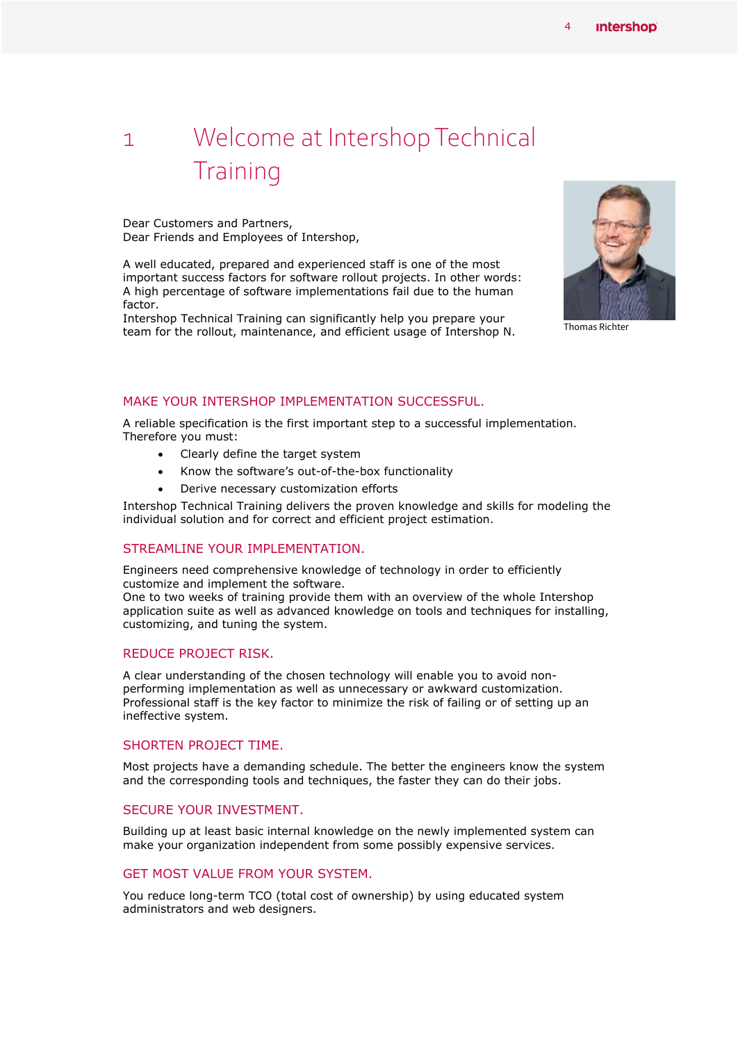# 1 Welcome at Intershop Technical Training

Dear Customers and Partners,
Dear Friends and Employees of Intershop,

A well educated, prepared and experienced staff is one of the most important success factors for software rollout projects. In other words: A high percentage of software implementations fail due to the human factor.
Intershop Technical Training can significantly help you prepare your team for the rollout, maintenance, and efficient usage of Intershop N.

Thomas Richter

## MAKE YOUR INTERSHOP IMPLEMENTATION SUCCESSFUL.

A reliable specification is the first important step to a successful implementation. Therefore you must:

- Clearly define the target system
- Know the software's out-of-the-box functionality
- Derive necessary customization efforts

Intershop Technical Training delivers the proven knowledge and skills for modeling the individual solution and for correct and efficient project estimation.

## STREAMLINE YOUR IMPLEMENTATION.

Engineers need comprehensive knowledge of technology in order to efficiently customize and implement the software.
One to two weeks of training provide them with an overview of the whole Intershop application suite as well as advanced knowledge on tools and techniques for installing, customizing, and tuning the system.

## REDUCE PROJECT RISK.

A clear understanding of the chosen technology will enable you to avoid non-performing implementation as well as unnecessary or awkward customization. Professional staff is the key factor to minimize the risk of failing or of setting up an ineffective system.

## SHORTEN PROJECT TIME.

Most projects have a demanding schedule. The better the engineers know the system and the corresponding tools and techniques, the faster they can do their jobs.

## SECURE YOUR INVESTMENT.

Building up at least basic internal knowledge on the newly implemented system can make your organization independent from some possibly expensive services.

## GET MOST VALUE FROM YOUR SYSTEM.

You reduce long-term TCO (total cost of ownership) by using educated system administrators and web designers.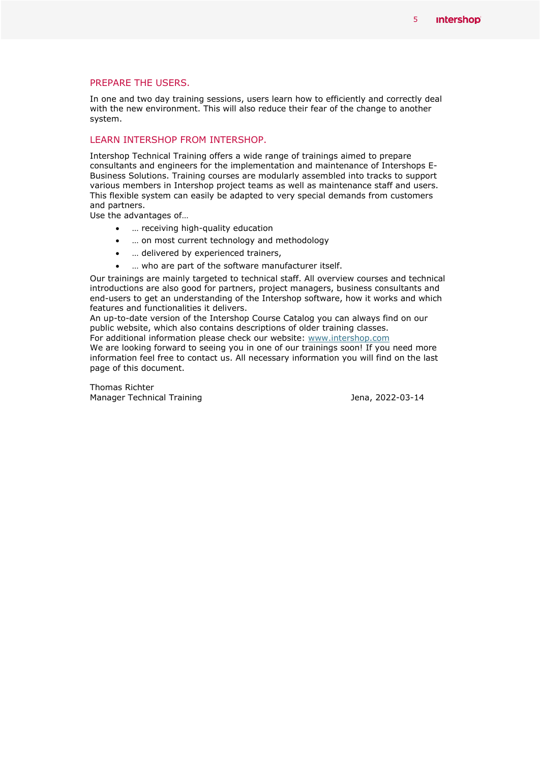## PREPARE THE USERS.

In one and two day training sessions, users learn how to efficiently and correctly deal with the new environment. This will also reduce their fear of the change to another system.

## LEARN INTERSHOP FROM INTERSHOP.

Intershop Technical Training offers a wide range of trainings aimed to prepare consultants and engineers for the implementation and maintenance of Intershops E-Business Solutions. Training courses are modularly assembled into tracks to support various members in Intershop project teams as well as maintenance staff and users. This flexible system can easily be adapted to very special demands from customers and partners.
Use the advantages of…

- … receiving high-quality education
- … on most current technology and methodology
- … delivered by experienced trainers,
- … who are part of the software manufacturer itself.

Our trainings are mainly targeted to technical staff. All overview courses and technical introductions are also good for partners, project managers, business consultants and end-users to get an understanding of the Intershop software, how it works and which features and functionalities it delivers.
An up-to-date version of the Intershop Course Catalog you can always find on our public website, which also contains descriptions of older training classes.
For additional information please check our website: [www.intershop.com](http://www.intershop.com)
We are looking forward to seeing you in one of our trainings soon! If you need more information feel free to contact us. All necessary information you will find on the last page of this document.

Thomas Richter
Manager Technical Training

Jena, 2022-03-14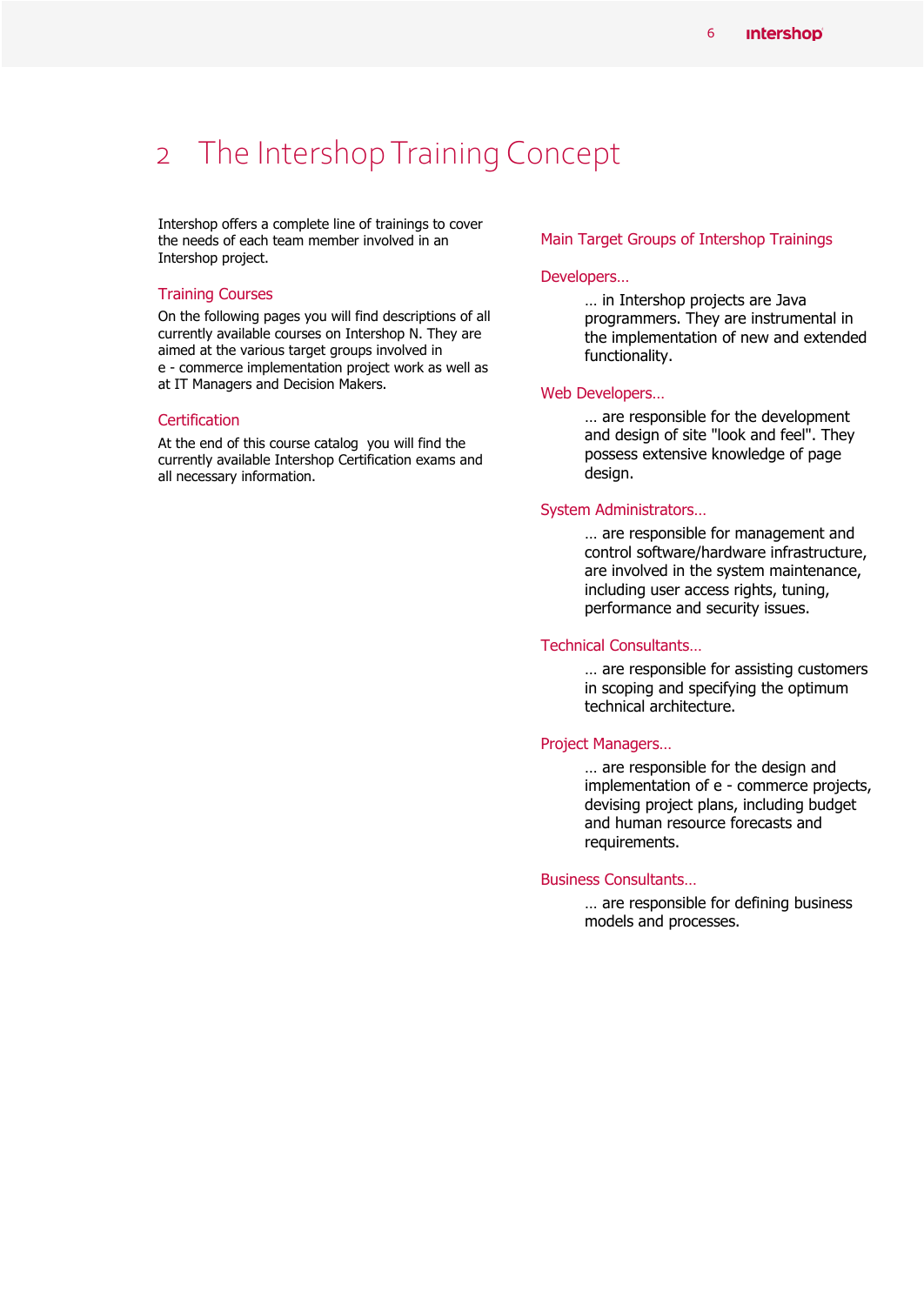# 2 The Intershop Training Concept

Intershop offers a complete line of trainings to cover the needs of each team member involved in an Intershop project.

### Training Courses

On the following pages you will find descriptions of all currently available courses on Intershop N. They are aimed at the various target groups involved in e - commerce implementation project work as well as at IT Managers and Decision Makers.

### Certification

At the end of this course catalog you will find the currently available Intershop Certification exams and all necessary information.

### Main Target Groups of Intershop Trainings

#### Developers…

… in Intershop projects are Java programmers. They are instrumental in the implementation of new and extended functionality.

#### Web Developers…

… are responsible for the development and design of site "look and feel". They possess extensive knowledge of page design.

#### System Administrators…

… are responsible for management and control software/hardware infrastructure, are involved in the system maintenance, including user access rights, tuning, performance and security issues.

#### Technical Consultants…

… are responsible for assisting customers in scoping and specifying the optimum technical architecture.

#### Project Managers…

… are responsible for the design and implementation of e - commerce projects, devising project plans, including budget and human resource forecasts and requirements.

#### Business Consultants…

… are responsible for defining business models and processes.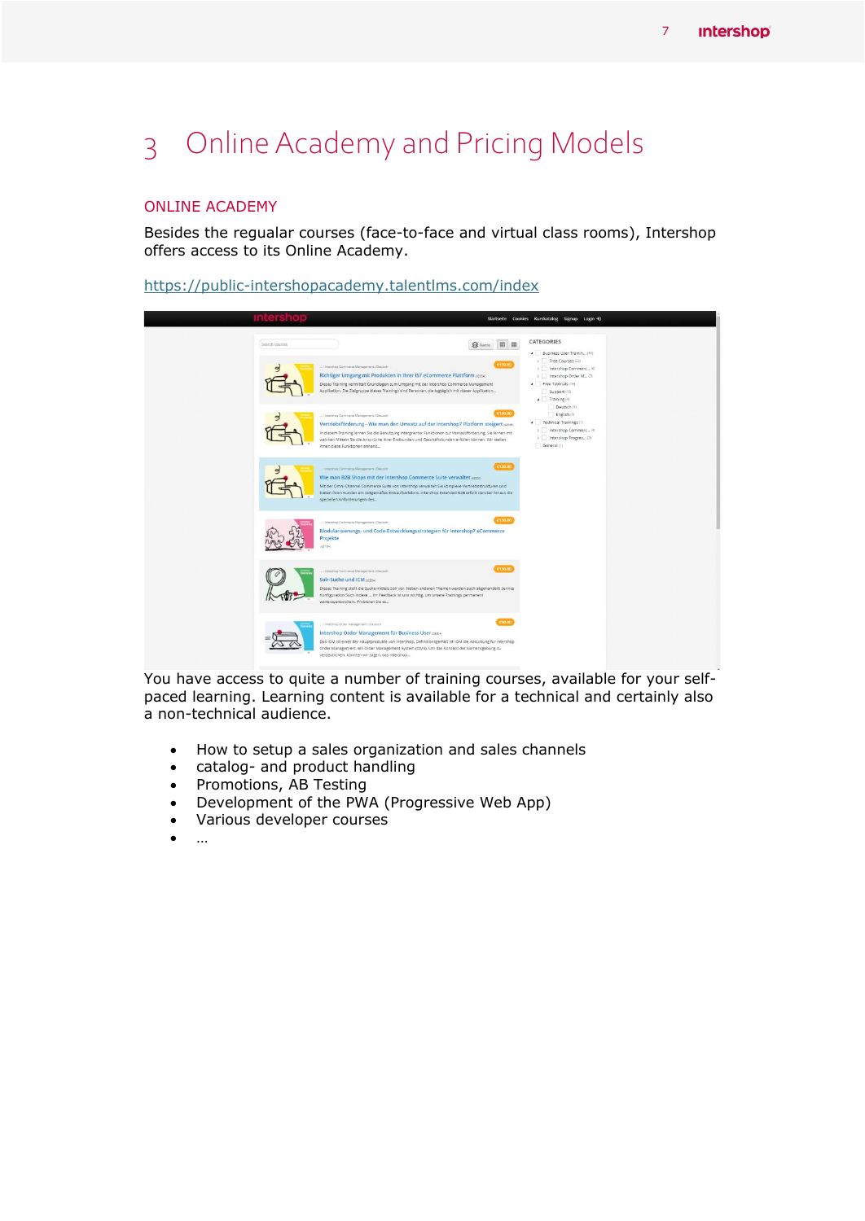# 3 Online Academy and Pricing Models

## ONLINE ACADEMY

Besides the regualar courses (face-to-face and virtual class rooms), Intershop offers access to its Online Academy.

https://public-intershopacademy.talentlms.com/index

You have access to quite a number of training courses, available for your self-paced learning. Learning content is available for a technical and certainly also a non-technical audience.

- How to setup a sales organization and sales channels
- catalog- and product handling
- Promotions, AB Testing
- Development of the PWA (Progressive Web App)
- Various developer courses
- …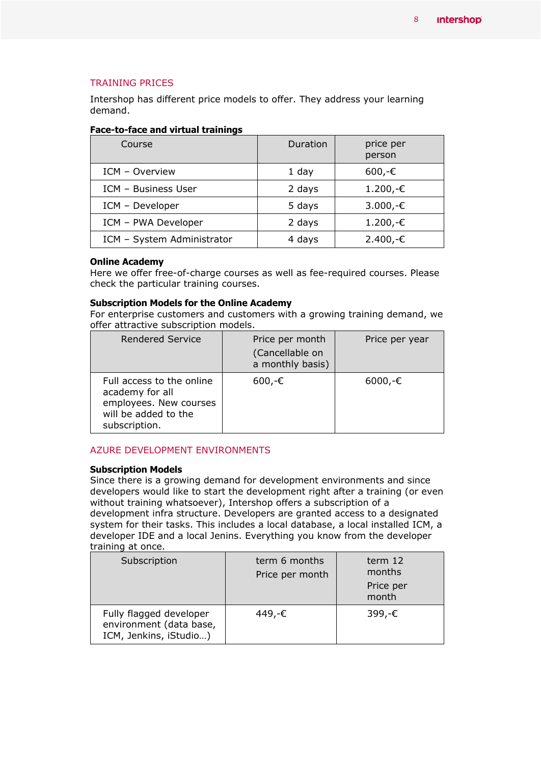## TRAINING PRICES

Intershop has different price models to offer. They address your learning demand.

**Face-to-face and virtual trainings**

| Course | Duration | price per person |
|---|---|---|
| ICM – Overview | 1 day | 600,-€ |
| ICM – Business User | 2 days | 1.200,-€ |
| ICM – Developer | 5 days | 3.000,-€ |
| ICM – PWA Developer | 2 days | 1.200,-€ |
| ICM – System Administrator | 4 days | 2.400,-€ |

**Online Academy**

Here we offer free-of-charge courses as well as fee-required courses. Please check the particular training courses.

**Subscription Models for the Online Academy**

For enterprise customers and customers with a growing training demand, we offer attractive subscription models.

| Rendered Service | Price per month (Cancellable on a monthly basis) | Price per year |
|---|---|---|
| Full access to the online academy for all employees. New courses will be added to the subscription. | 600,-€ | 6000,-€ |

## AZURE DEVELOPMENT ENVIRONMENTS

**Subscription Models**

Since there is a growing demand for development environments and since developers would like to start the development right after a training (or even without training whatsoever), Intershop offers a subscription of a development infra structure. Developers are granted access to a designated system for their tasks. This includes a local database, a local installed ICM, a developer IDE and a local Jenins. Everything you know from the developer training at once.

| Subscription | term 6 months Price per month | term 12 months Price per month |
|---|---|---|
| Fully flagged developer environment (data base, ICM, Jenkins, iStudio…) | 449,-€ | 399,-€ |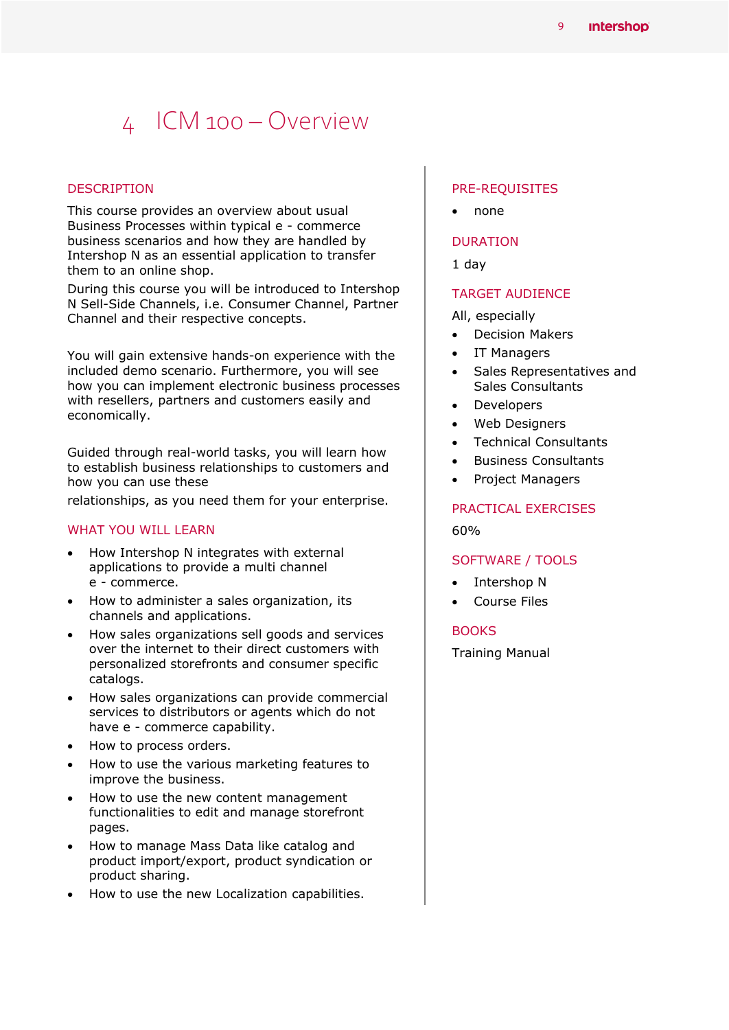# 4 ICM 100 – Overview

## DESCRIPTION

This course provides an overview about usual Business Processes within typical e - commerce business scenarios and how they are handled by Intershop N as an essential application to transfer them to an online shop.

During this course you will be introduced to Intershop N Sell-Side Channels, i.e. Consumer Channel, Partner Channel and their respective concepts.

You will gain extensive hands-on experience with the included demo scenario. Furthermore, you will see how you can implement electronic business processes with resellers, partners and customers easily and economically.

Guided through real-world tasks, you will learn how to establish business relationships to customers and how you can use these

relationships, as you need them for your enterprise.

## WHAT YOU WILL LEARN

- How Intershop N integrates with external applications to provide a multi channel e - commerce.
- How to administer a sales organization, its channels and applications.
- How sales organizations sell goods and services over the internet to their direct customers with personalized storefronts and consumer specific catalogs.
- How sales organizations can provide commercial services to distributors or agents which do not have e - commerce capability.
- How to process orders.
- How to use the various marketing features to improve the business.
- How to use the new content management functionalities to edit and manage storefront pages.
- How to manage Mass Data like catalog and product import/export, product syndication or product sharing.
- How to use the new Localization capabilities.

## PRE-REQUISITES

- none

## DURATION

1 day

## TARGET AUDIENCE

All, especially

- Decision Makers
- IT Managers
- Sales Representatives and Sales Consultants
- Developers
- Web Designers
- Technical Consultants
- Business Consultants
- Project Managers

## PRACTICAL EXERCISES

60%

## SOFTWARE / TOOLS

- Intershop N
- Course Files

## BOOKS

Training Manual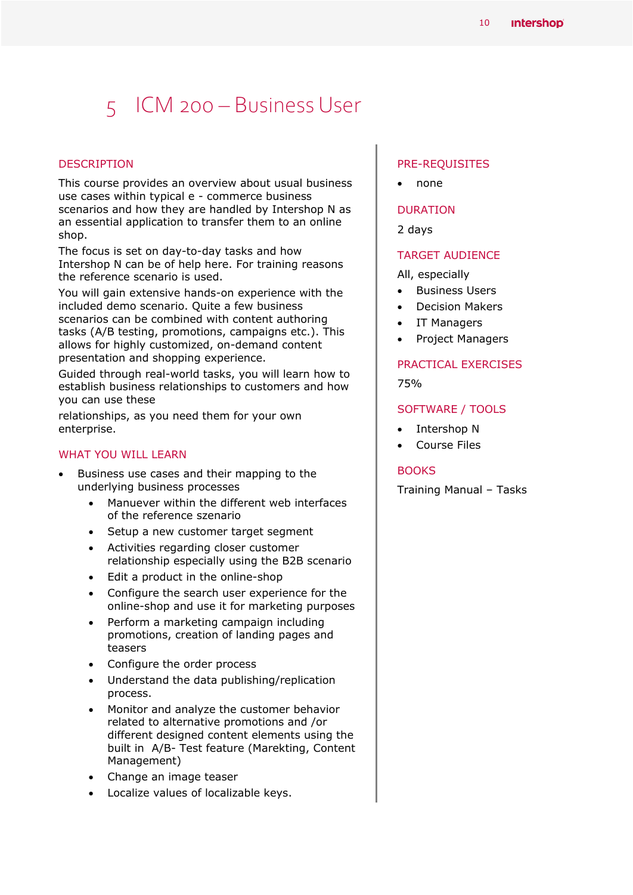# 5 ICM 200 – Business User

## DESCRIPTION

This course provides an overview about usual business use cases within typical e - commerce business scenarios and how they are handled by Intershop N as an essential application to transfer them to an online shop.

The focus is set on day-to-day tasks and how Intershop N can be of help here. For training reasons the reference scenario is used.

You will gain extensive hands-on experience with the included demo scenario. Quite a few business scenarios can be combined with content authoring tasks (A/B testing, promotions, campaigns etc.). This allows for highly customized, on-demand content presentation and shopping experience.

Guided through real-world tasks, you will learn how to establish business relationships to customers and how you can use these

relationships, as you need them for your own enterprise.

## WHAT YOU WILL LEARN

- Business use cases and their mapping to the underlying business processes
  - Manuever within the different web interfaces of the reference szenario
  - Setup a new customer target segment
  - Activities regarding closer customer relationship especially using the B2B scenario
  - Edit a product in the online-shop
  - Configure the search user experience for the online-shop and use it for marketing purposes
  - Perform a marketing campaign including promotions, creation of landing pages and teasers
  - Configure the order process
  - Understand the data publishing/replication process.
  - Monitor and analyze the customer behavior related to alternative promotions and /or different designed content elements using the built in A/B- Test feature (Marekting, Content Management)
  - Change an image teaser
  - Localize values of localizable keys.

## PRE-REQUISITES

- none

## DURATION

2 days

## TARGET AUDIENCE

All, especially

- Business Users
- Decision Makers
- IT Managers
- Project Managers

## PRACTICAL EXERCISES

75%

## SOFTWARE / TOOLS

- Intershop N
- Course Files

## BOOKS

Training Manual – Tasks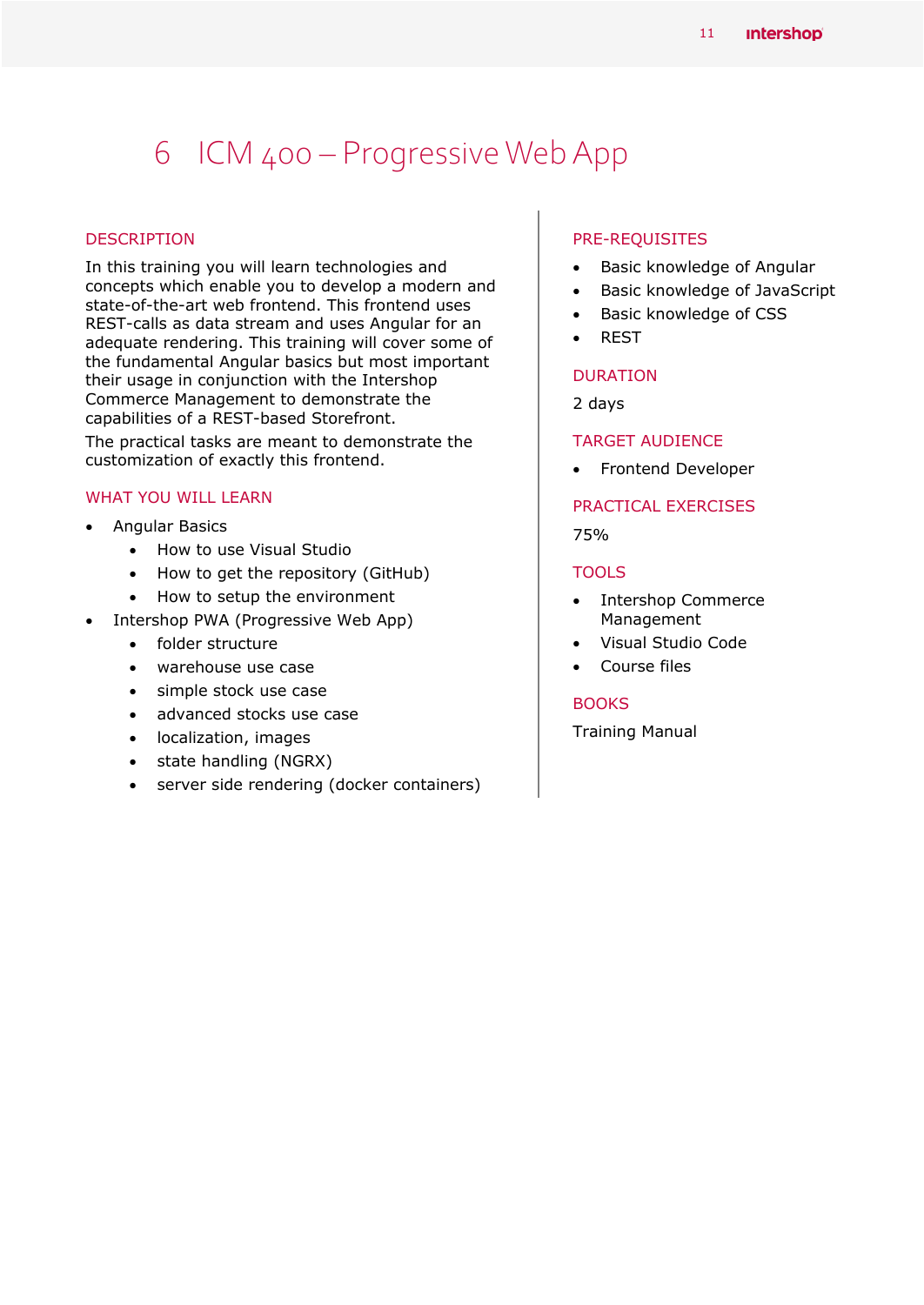# 6 ICM 400 – Progressive Web App

## DESCRIPTION

In this training you will learn technologies and concepts which enable you to develop a modern and state-of-the-art web frontend. This frontend uses REST-calls as data stream and uses Angular for an adequate rendering. This training will cover some of the fundamental Angular basics but most important their usage in conjunction with the Intershop Commerce Management to demonstrate the capabilities of a REST-based Storefront.

The practical tasks are meant to demonstrate the customization of exactly this frontend.

## WHAT YOU WILL LEARN

- Angular Basics
  - How to use Visual Studio
  - How to get the repository (GitHub)
  - How to setup the environment
- Intershop PWA (Progressive Web App)
  - folder structure
  - warehouse use case
  - simple stock use case
  - advanced stocks use case
  - localization, images
  - state handling (NGRX)
  - server side rendering (docker containers)

## PRE-REQUISITES

- Basic knowledge of Angular
- Basic knowledge of JavaScript
- Basic knowledge of CSS
- REST

## DURATION

2 days

## TARGET AUDIENCE

- Frontend Developer

## PRACTICAL EXERCISES

75%

## TOOLS

- Intershop Commerce Management
- Visual Studio Code
- Course files

## BOOKS

Training Manual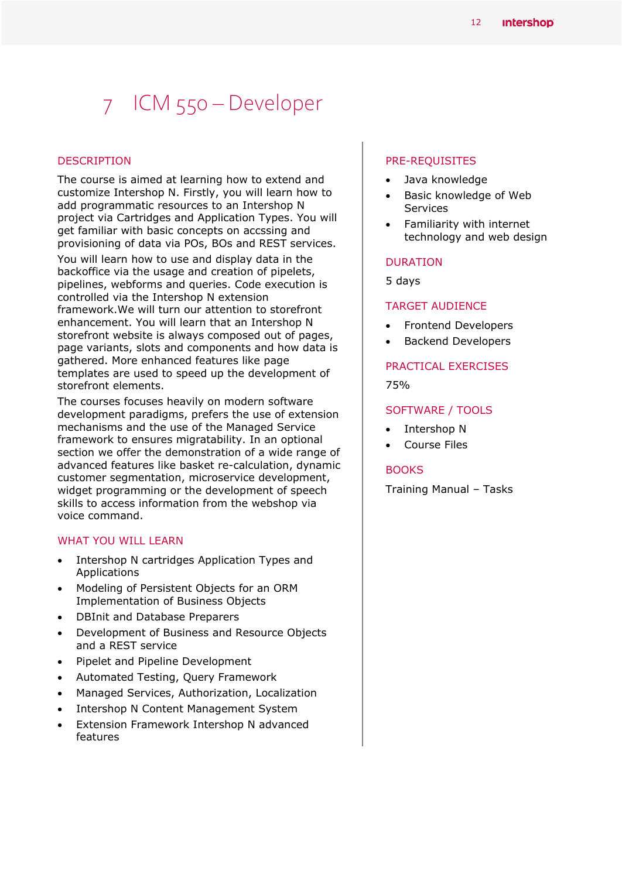# 7 ICM 550 – Developer

## DESCRIPTION

The course is aimed at learning how to extend and customize Intershop N. Firstly, you will learn how to add programmatic resources to an Intershop N project via Cartridges and Application Types. You will get familiar with basic concepts on accssing and provisioning of data via POs, BOs and REST services.

You will learn how to use and display data in the backoffice via the usage and creation of pipelets, pipelines, webforms and queries. Code execution is controlled via the Intershop N extension framework.We will turn our attention to storefront enhancement. You will learn that an Intershop N storefront website is always composed out of pages, page variants, slots and components and how data is gathered. More enhanced features like page templates are used to speed up the development of storefront elements.

The courses focuses heavily on modern software development paradigms, prefers the use of extension mechanisms and the use of the Managed Service framework to ensures migratability. In an optional section we offer the demonstration of a wide range of advanced features like basket re-calculation, dynamic customer segmentation, microservice development, widget programming or the development of speech skills to access information from the webshop via voice command.

## WHAT YOU WILL LEARN

- Intershop N cartridges Application Types and Applications
- Modeling of Persistent Objects for an ORM Implementation of Business Objects
- DBInit and Database Preparers
- Development of Business and Resource Objects and a REST service
- Pipelet and Pipeline Development
- Automated Testing, Query Framework
- Managed Services, Authorization, Localization
- Intershop N Content Management System
- Extension Framework Intershop N advanced features

## PRE-REQUISITES

- Java knowledge
- Basic knowledge of Web Services
- Familiarity with internet technology and web design

## DURATION

5 days

## TARGET AUDIENCE

- Frontend Developers
- Backend Developers

## PRACTICAL EXERCISES

75%

## SOFTWARE / TOOLS

- Intershop N
- Course Files

## BOOKS

Training Manual – Tasks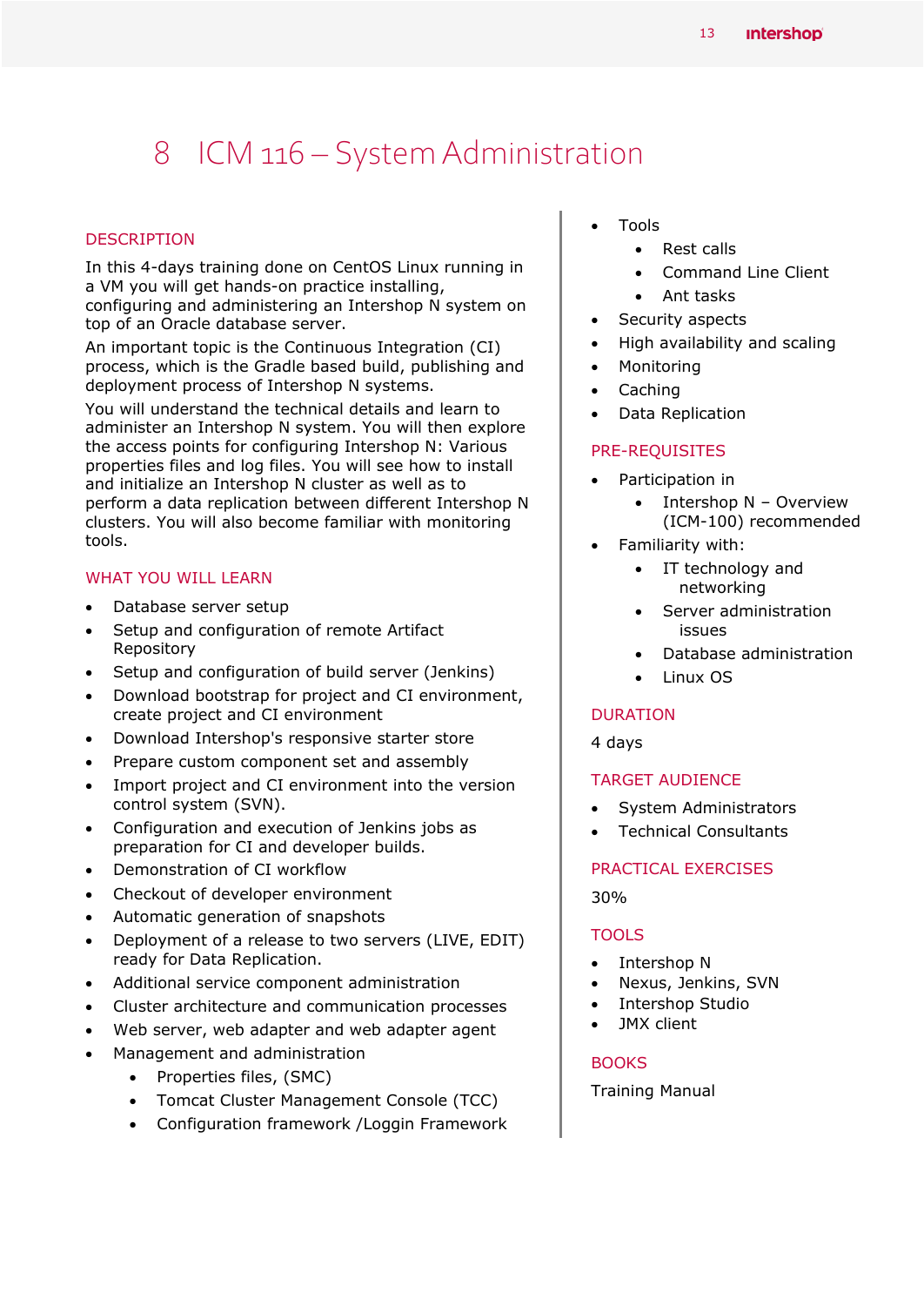# 8 ICM 116 – System Administration

## DESCRIPTION

In this 4-days training done on CentOS Linux running in a VM you will get hands-on practice installing, configuring and administering an Intershop N system on top of an Oracle database server.

An important topic is the Continuous Integration (CI) process, which is the Gradle based build, publishing and deployment process of Intershop N systems.

You will understand the technical details and learn to administer an Intershop N system. You will then explore the access points for configuring Intershop N: Various properties files and log files. You will see how to install and initialize an Intershop N cluster as well as to perform a data replication between different Intershop N clusters. You will also become familiar with monitoring tools.

## WHAT YOU WILL LEARN

- Database server setup
- Setup and configuration of remote Artifact Repository
- Setup and configuration of build server (Jenkins)
- Download bootstrap for project and CI environment, create project and CI environment
- Download Intershop's responsive starter store
- Prepare custom component set and assembly
- Import project and CI environment into the version control system (SVN).
- Configuration and execution of Jenkins jobs as preparation for CI and developer builds.
- Demonstration of CI workflow
- Checkout of developer environment
- Automatic generation of snapshots
- Deployment of a release to two servers (LIVE, EDIT) ready for Data Replication.
- Additional service component administration
- Cluster architecture and communication processes
- Web server, web adapter and web adapter agent
- Management and administration
  - Properties files, (SMC)
  - Tomcat Cluster Management Console (TCC)
  - Configuration framework /Loggin Framework
- Tools
  - Rest calls
  - Command Line Client
  - Ant tasks
- Security aspects
- High availability and scaling
- Monitoring
- Caching
- Data Replication

## PRE-REQUISITES

- Participation in
  - Intershop N – Overview (ICM-100) recommended
- Familiarity with:
  - IT technology and networking
  - Server administration issues
  - Database administration
  - Linux OS

## DURATION

4 days

## TARGET AUDIENCE

- System Administrators
- Technical Consultants

## PRACTICAL EXERCISES

30%

## TOOLS

- Intershop N
- Nexus, Jenkins, SVN
- Intershop Studio
- JMX client

## BOOKS

Training Manual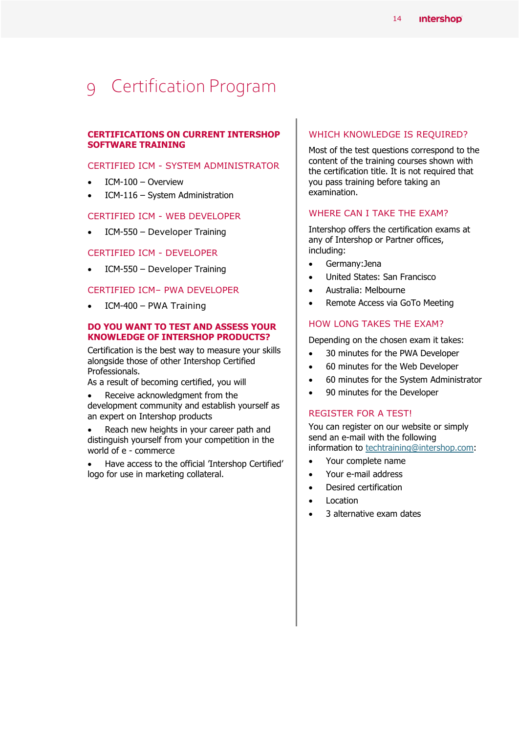# 9 Certification Program

## CERTIFICATIONS ON CURRENT INTERSHOP SOFTWARE TRAINING

### CERTIFIED ICM - SYSTEM ADMINISTRATOR

- ICM-100 – Overview
- ICM-116 – System Administration

### CERTIFIED ICM - WEB DEVELOPER

- ICM-550 – Developer Training

### CERTIFIED ICM - DEVELOPER

- ICM-550 – Developer Training

### CERTIFIED ICM– PWA DEVELOPER

- ICM-400 – PWA Training

## DO YOU WANT TO TEST AND ASSESS YOUR KNOWLEDGE OF INTERSHOP PRODUCTS?

Certification is the best way to measure your skills alongside those of other Intershop Certified Professionals.
As a result of becoming certified, you will

- Receive acknowledgment from the development community and establish yourself as an expert on Intershop products
- Reach new heights in your career path and distinguish yourself from your competition in the world of e - commerce
- Have access to the official 'Intershop Certified' logo for use in marketing collateral.

### WHICH KNOWLEDGE IS REQUIRED?

Most of the test questions correspond to the content of the training courses shown with the certification title. It is not required that you pass training before taking an examination.

### WHERE CAN I TAKE THE EXAM?

Intershop offers the certification exams at any of Intershop or Partner offices, including:

- Germany:Jena
- United States: San Francisco
- Australia: Melbourne
- Remote Access via GoTo Meeting

### HOW LONG TAKES THE EXAM?

Depending on the chosen exam it takes:

- 30 minutes for the PWA Developer
- 60 minutes for the Web Developer
- 60 minutes for the System Administrator
- 90 minutes for the Developer

### REGISTER FOR A TEST!

You can register on our website or simply send an e-mail with the following information to techtraining@intershop.com:

- Your complete name
- Your e-mail address
- Desired certification
- Location
- 3 alternative exam dates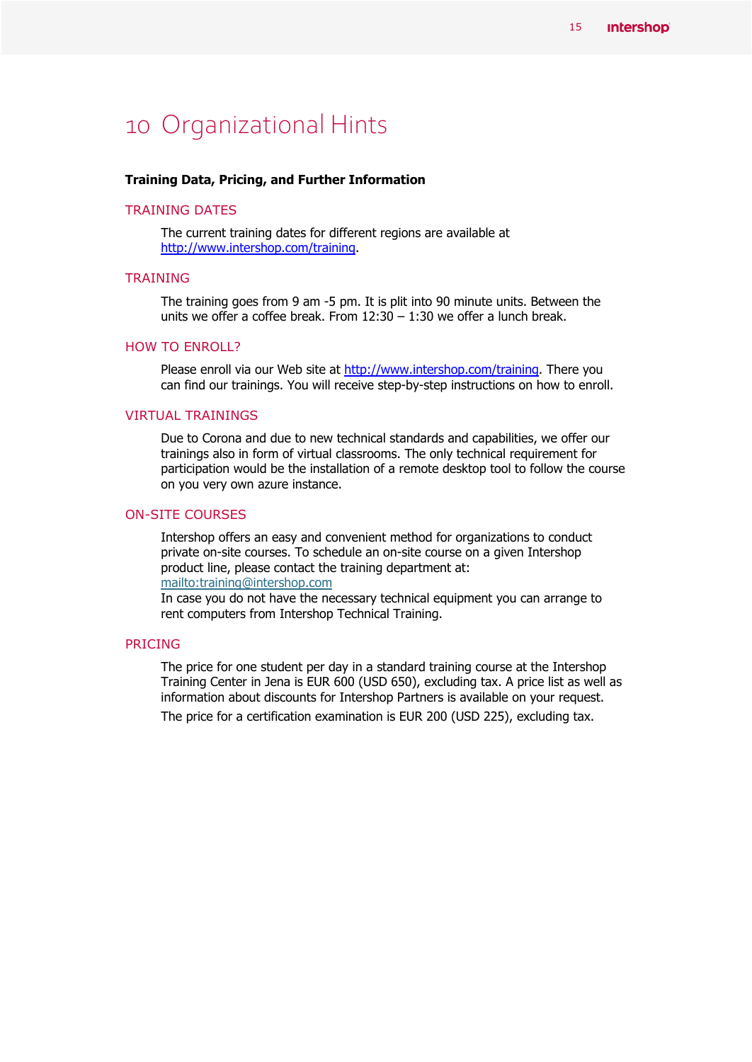# 10 Organizational Hints

**Training Data, Pricing, and Further Information**

## TRAINING DATES

The current training dates for different regions are available at http://www.intershop.com/training.

## TRAINING

The training goes from 9 am -5 pm. It is plit into 90 minute units. Between the units we offer a coffee break. From 12:30 – 1:30 we offer a lunch break.

## HOW TO ENROLL?

Please enroll via our Web site at http://www.intershop.com/training. There you can find our trainings. You will receive step-by-step instructions on how to enroll.

## VIRTUAL TRAININGS

Due to Corona and due to new technical standards and capabilities, we offer our trainings also in form of virtual classrooms. The only technical requirement for participation would be the installation of a remote desktop tool to follow the course on you very own azure instance.

## ON-SITE COURSES

Intershop offers an easy and convenient method for organizations to conduct private on-site courses. To schedule an on-site course on a given Intershop product line, please contact the training department at: mailto:training@intershop.com
In case you do not have the necessary technical equipment you can arrange to rent computers from Intershop Technical Training.

## PRICING

The price for one student per day in a standard training course at the Intershop Training Center in Jena is EUR 600 (USD 650), excluding tax. A price list as well as information about discounts for Intershop Partners is available on your request.

The price for a certification examination is EUR 200 (USD 225), excluding tax.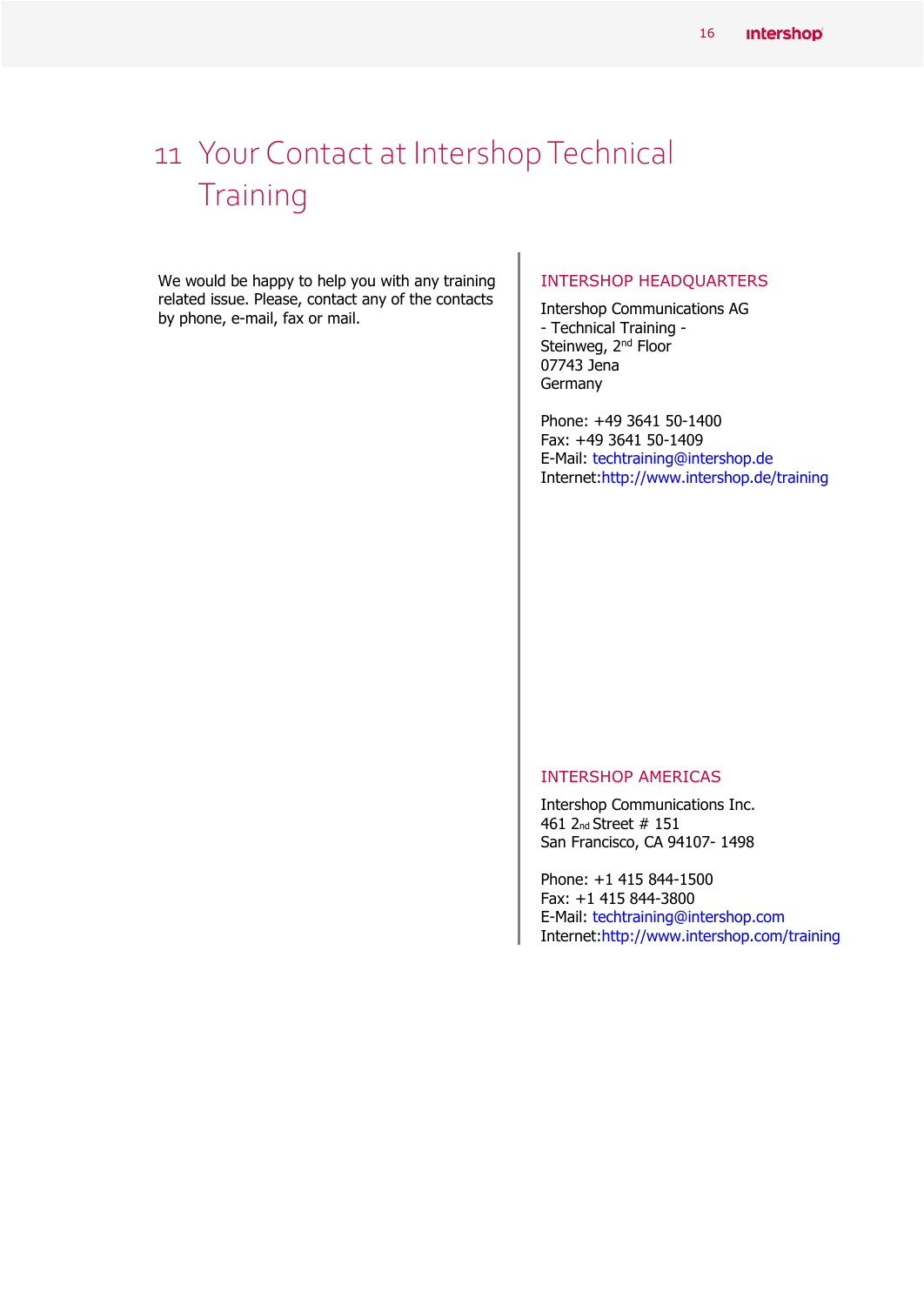# 11 Your Contact at Intershop Technical Training

We would be happy to help you with any training related issue. Please, contact any of the contacts by phone, e-mail, fax or mail.

## INTERSHOP HEADQUARTERS

Intershop Communications AG  
- Technical Training -  
Steinweg, 2nd Floor  
07743 Jena  
Germany

Phone: +49 3641 50-1400  
Fax: +49 3641 50-1409  
E-Mail: techtraining@intershop.de  
Internet:http://www.intershop.de/training

## INTERSHOP AMERICAS

Intershop Communications Inc.  
461 2nd Street # 151  
San Francisco, CA 94107- 1498

Phone: +1 415 844-1500  
Fax: +1 415 844-3800  
E-Mail: techtraining@intershop.com  
Internet:http://www.intershop.com/training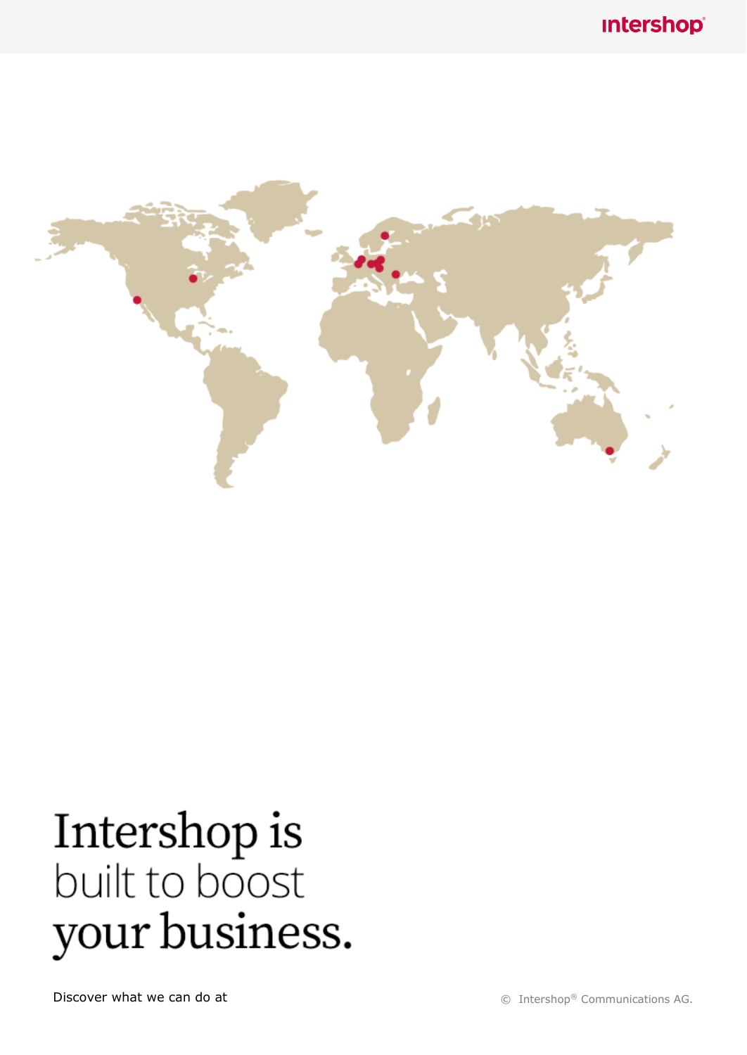# Intershop is built to boost your business.

Discover what we can do at

© Intershop® Communications AG.